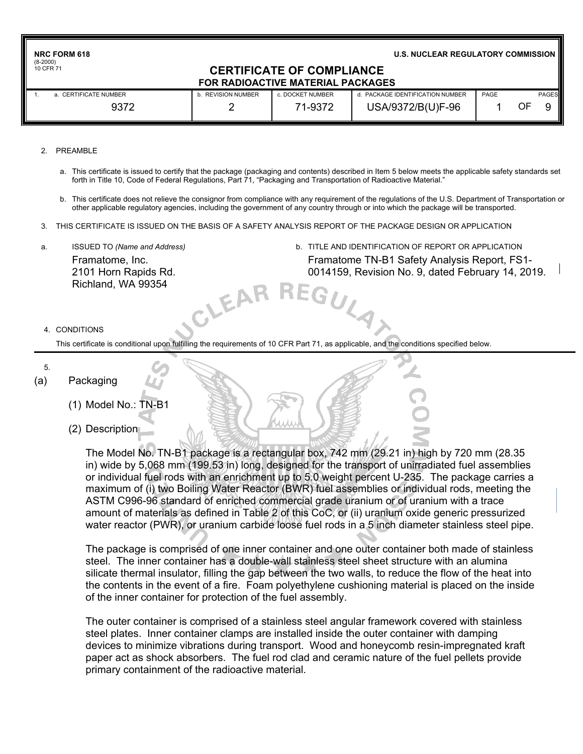NRC FORM 618
(8-2000)
10 CFR 71

U.S. NUCLEAR REGULATORY COMMISSION

# CERTIFICATE OF COMPLIANCE
## FOR RADIOACTIVE MATERIAL PACKAGES

| 1. a. CERTIFICATE NUMBER | b. REVISION NUMBER | c. DOCKET NUMBER | d. PACKAGE IDENTIFICATION NUMBER | PAGE | PAGES |
|---|---|---|---|---|---|
| 9372 | 2 | 71-9372 | USA/9372/B(U)F-96 | 1 OF | 9 |

2. PREAMBLE

   a. This certificate is issued to certify that the package (packaging and contents) described in Item 5 below meets the applicable safety standards set forth in Title 10, Code of Federal Regulations, Part 71, "Packaging and Transportation of Radioactive Material."

   b. This certificate does not relieve the consignor from compliance with any requirement of the regulations of the U.S. Department of Transportation or other applicable regulatory agencies, including the government of any country through or into which the package will be transported.

3. THIS CERTIFICATE IS ISSUED ON THE BASIS OF A SAFETY ANALYSIS REPORT OF THE PACKAGE DESIGN OR APPLICATION

   a. ISSUED TO *(Name and Address)*
   Framatome, Inc.
   2101 Horn Rapids Rd.
   Richland, WA 99354

   b. TITLE AND IDENTIFICATION OF REPORT OR APPLICATION
   Framatome TN-B1 Safety Analysis Report, FS1-0014159, Revision No. 9, dated February 14, 2019.

4. CONDITIONS

   This certificate is conditional upon fulfilling the requirements of 10 CFR Part 71, as applicable, and the conditions specified below.

5.

(a) Packaging

(1) Model No.: TN-B1

(2) Description

The Model No. TN-B1 package is a rectangular box, 742 mm (29.21 in) high by 720 mm (28.35 in) wide by 5,068 mm (199.53 in) long, designed for the transport of unirradiated fuel assemblies or individual fuel rods with an enrichment up to 5.0 weight percent U-235. The package carries a maximum of (i) two Boiling Water Reactor (BWR) fuel assemblies or individual rods, meeting the ASTM C996-96 standard of enriched commercial grade uranium or of uranium with a trace amount of materials as defined in Table 2 of this CoC, or (ii) uranium oxide generic pressurized water reactor (PWR), or uranium carbide loose fuel rods in a 5 inch diameter stainless steel pipe.

The package is comprised of one inner container and one outer container both made of stainless steel. The inner container has a double-wall stainless steel sheet structure with an alumina silicate thermal insulator, filling the gap between the two walls, to reduce the flow of the heat into the contents in the event of a fire. Foam polyethylene cushioning material is placed on the inside of the inner container for protection of the fuel assembly.

The outer container is comprised of a stainless steel angular framework covered with stainless steel plates. Inner container clamps are installed inside the outer container with damping devices to minimize vibrations during transport. Wood and honeycomb resin-impregnated kraft paper act as shock absorbers. The fuel rod clad and ceramic nature of the fuel pellets provide primary containment of the radioactive material.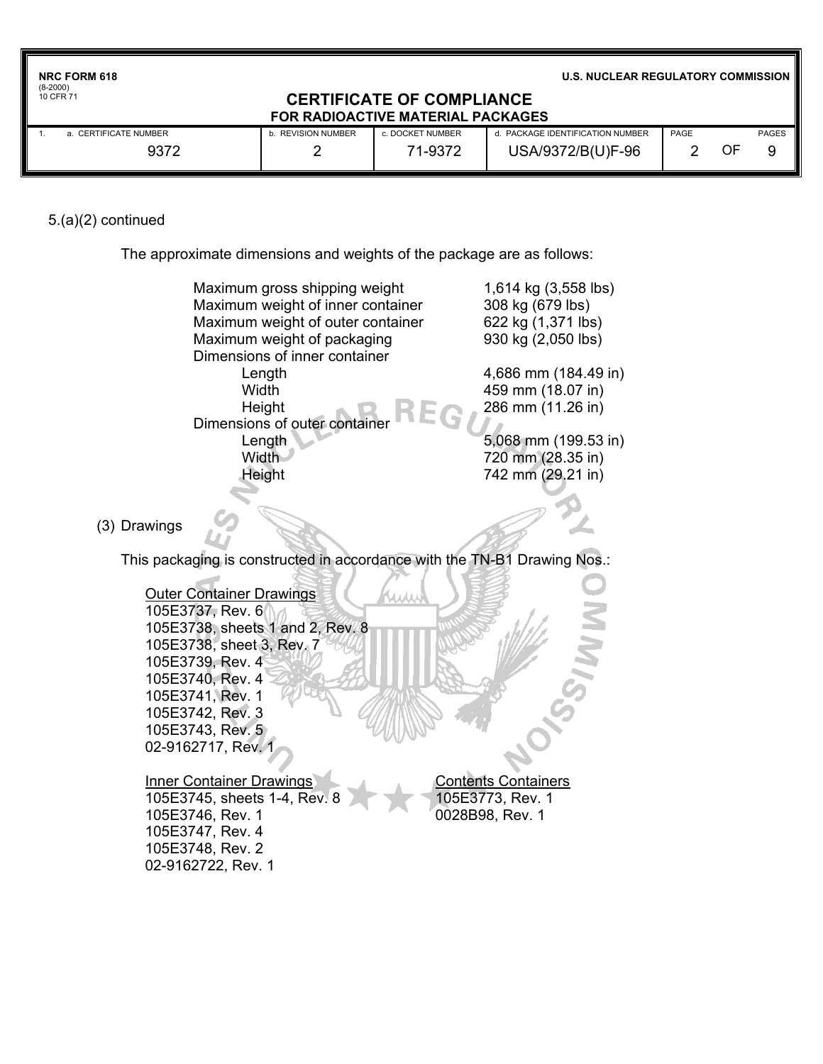5.(a)(2) continued

The approximate dimensions and weights of the package are as follows:

| | |
|---|---|
| Maximum gross shipping weight | 1,614 kg (3,558 lbs) |
| Maximum weight of inner container | 308 kg (679 lbs) |
| Maximum weight of outer container | 622 kg (1,371 lbs) |
| Maximum weight of packaging | 930 kg (2,050 lbs) |
| Dimensions of inner container | |
| Length | 4,686 mm (184.49 in) |
| Width | 459 mm (18.07 in) |
| Height | 286 mm (11.26 in) |
| Dimensions of outer container | |
| Length | 5,068 mm (199.53 in) |
| Width | 720 mm (28.35 in) |
| Height | 742 mm (29.21 in) |

(3) Drawings

This packaging is constructed in accordance with the TN-B1 Drawing Nos.:

Outer Container Drawings
105E3737, Rev. 6
105E3738, sheets 1 and 2, Rev. 8
105E3738, sheet 3, Rev. 7
105E3739, Rev. 4
105E3740, Rev. 4
105E3741, Rev. 1
105E3742, Rev. 3
105E3743, Rev. 5
02-9162717, Rev. 1

Inner Container Drawings
105E3745, sheets 1-4, Rev. 8
105E3746, Rev. 1
105E3747, Rev. 4
105E3748, Rev. 2
02-9162722, Rev. 1

Contents Containers
105E3773, Rev. 1
0028B98, Rev. 1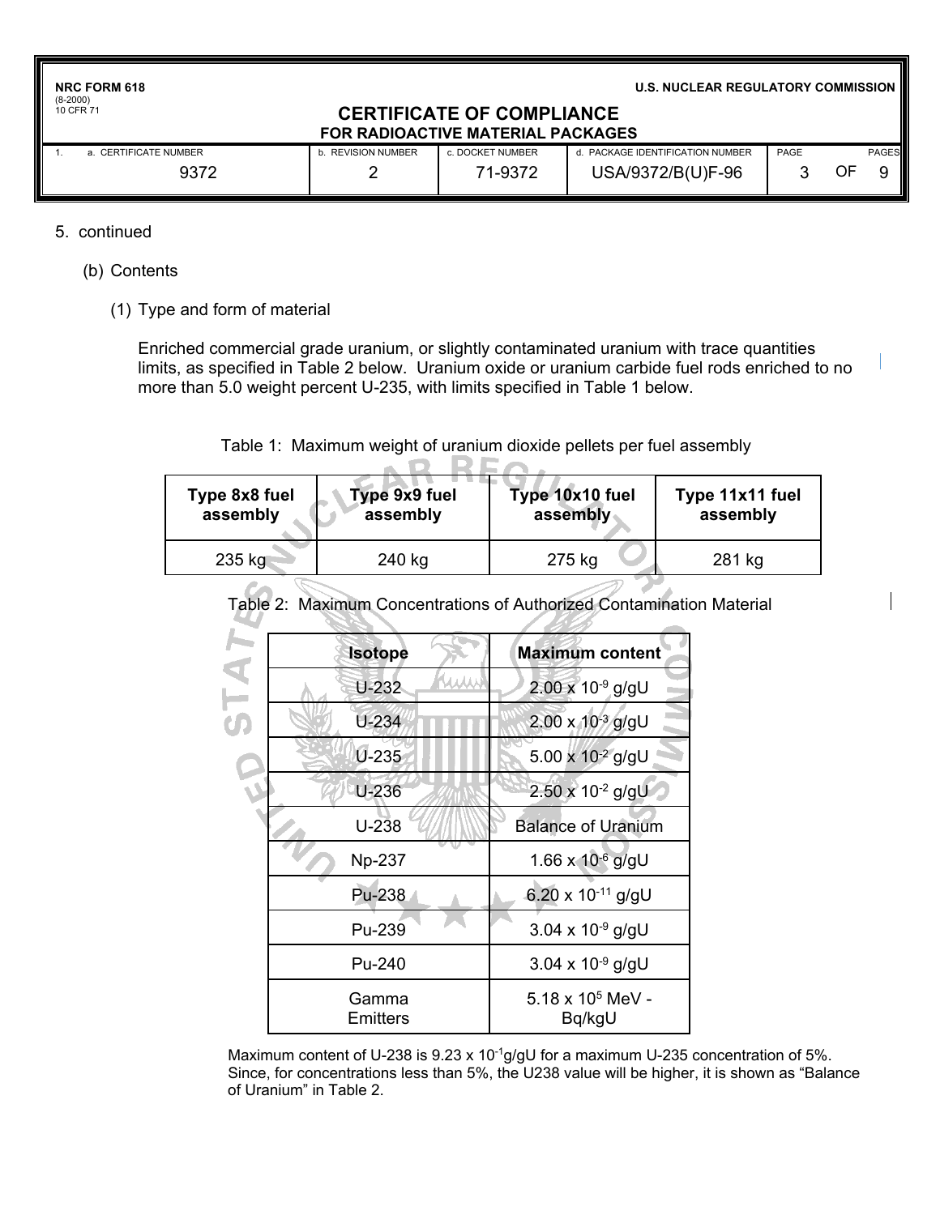5. continued

(b) Contents

(1) Type and form of material

Enriched commercial grade uranium, or slightly contaminated uranium with trace quantities limits, as specified in Table 2 below. Uranium oxide or uranium carbide fuel rods enriched to no more than 5.0 weight percent U-235, with limits specified in Table 1 below.

Table 1: Maximum weight of uranium dioxide pellets per fuel assembly

| Type 8x8 fuel assembly | Type 9x9 fuel assembly | Type 10x10 fuel assembly | Type 11x11 fuel assembly |
|---|---|---|---|
| 235 kg | 240 kg | 275 kg | 281 kg |

Table 2: Maximum Concentrations of Authorized Contamination Material

| Isotope | Maximum content |
|---|---|
| U-232 | $2.00 \times 10^{-9}$ g/gU |
| U-234 | $2.00 \times 10^{-3}$ g/gU |
| U-235 | $5.00 \times 10^{-2}$ g/gU |
| U-236 | $2.50 \times 10^{-2}$ g/gU |
| U-238 | Balance of Uranium |
| Np-237 | $1.66 \times 10^{-6}$ g/gU |
| Pu-238 | $6.20 \times 10^{-11}$ g/gU |
| Pu-239 | $3.04 \times 10^{-9}$ g/gU |
| Pu-240 | $3.04 \times 10^{-9}$ g/gU |
| Gamma Emitters | $5.18 \times 10^{5}$ MeV - Bq/kgU |

Maximum content of U-238 is $9.23 \times 10^{-1}$g/gU for a maximum U-235 concentration of 5%. Since, for concentrations less than 5%, the U238 value will be higher, it is shown as "Balance of Uranium" in Table 2.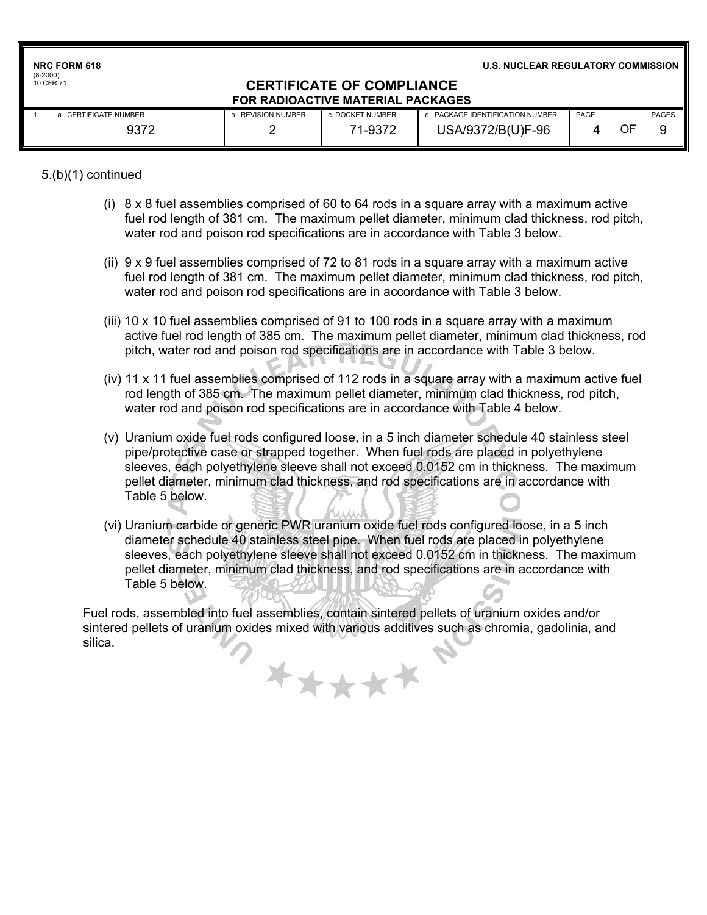5.(b)(1) continued

(i) 8 x 8 fuel assemblies comprised of 60 to 64 rods in a square array with a maximum active fuel rod length of 381 cm. The maximum pellet diameter, minimum clad thickness, rod pitch, water rod and poison rod specifications are in accordance with Table 3 below.

(ii) 9 x 9 fuel assemblies comprised of 72 to 81 rods in a square array with a maximum active fuel rod length of 381 cm. The maximum pellet diameter, minimum clad thickness, rod pitch, water rod and poison rod specifications are in accordance with Table 3 below.

(iii) 10 x 10 fuel assemblies comprised of 91 to 100 rods in a square array with a maximum active fuel rod length of 385 cm. The maximum pellet diameter, minimum clad thickness, rod pitch, water rod and poison rod specifications are in accordance with Table 3 below.

(iv) 11 x 11 fuel assemblies comprised of 112 rods in a square array with a maximum active fuel rod length of 385 cm. The maximum pellet diameter, minimum clad thickness, rod pitch, water rod and poison rod specifications are in accordance with Table 4 below.

(v) Uranium oxide fuel rods configured loose, in a 5 inch diameter schedule 40 stainless steel pipe/protective case or strapped together. When fuel rods are placed in polyethylene sleeves, each polyethylene sleeve shall not exceed 0.0152 cm in thickness. The maximum pellet diameter, minimum clad thickness, and rod specifications are in accordance with Table 5 below.

(vi) Uranium carbide or generic PWR uranium oxide fuel rods configured loose, in a 5 inch diameter schedule 40 stainless steel pipe. When fuel rods are placed in polyethylene sleeves, each polyethylene sleeve shall not exceed 0.0152 cm in thickness. The maximum pellet diameter, minimum clad thickness, and rod specifications are in accordance with Table 5 below.

Fuel rods, assembled into fuel assemblies, contain sintered pellets of uranium oxides and/or sintered pellets of uranium oxides mixed with various additives such as chromia, gadolinia, and silica.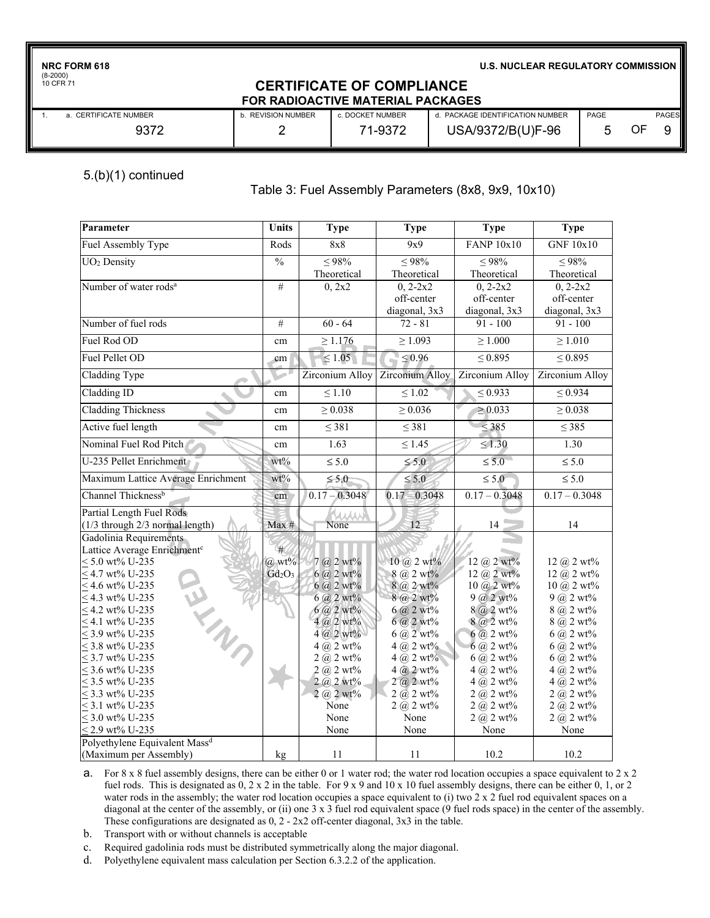5.(b)(1) continued

Table 3: Fuel Assembly Parameters (8x8, 9x9, 10x10)

| Parameter | Units | Type | Type | Type | Type |
|---|---|---|---|---|---|
| Fuel Assembly Type | Rods | 8x8 | 9x9 | FANP 10x10 | GNF 10x10 |
| $UO_2$ Density | % | ≤ 98% Theoretical | ≤ 98% Theoretical | ≤ 98% Theoretical | ≤ 98% Theoretical |
| Number of water rods[a] | # | 0, 2x2 | 0, 2-2x2 off-center diagonal, 3x3 | 0, 2-2x2 off-center diagonal, 3x3 | 0, 2-2x2 off-center diagonal, 3x3 |
| Number of fuel rods | # | 60 - 64 | 72 - 81 | 91 - 100 | 91 - 100 |
| Fuel Rod OD | cm | ≥ 1.176 | ≥ 1.093 | ≥ 1.000 | ≥ 1.010 |
| Fuel Pellet OD | cm | ≤ 1.05 | ≤ 0.96 | ≤ 0.895 | ≤ 0.895 |
| Cladding Type | | Zirconium Alloy | Zirconium Alloy | Zirconium Alloy | Zirconium Alloy |
| Cladding ID | cm | ≤ 1.10 | ≤ 1.02 | ≤ 0.933 | ≤ 0.934 |
| Cladding Thickness | cm | ≥ 0.038 | ≥ 0.036 | ≥ 0.033 | ≥ 0.038 |
| Active fuel length | cm | ≤ 381 | ≤ 381 | ≤ 385 | ≤ 385 |
| Nominal Fuel Rod Pitch | cm | 1.63 | ≤ 1.45 | ≤ 1.30 | 1.30 |
| U-235 Pellet Enrichment | wt% | ≤ 5.0 | ≤ 5.0 | ≤ 5.0 | ≤ 5.0 |
| Maximum Lattice Average Enrichment | wt% | ≤ 5.0 | ≤ 5.0 | ≤ 5.0 | ≤ 5.0 |
| Channel Thickness[b] | cm | 0.17 – 0.3048 | 0.17 – 0.3048 | 0.17 – 0.3048 | 0.17 – 0.3048 |
| Partial Length Fuel Rods (1/3 through 2/3 normal length) | Max # | None | 12 | 14 | 14 |
| Gadolinia Requirements Lattice Average Enrichment[c] | # @ wt% $Gd_2O_3$ | | | | |
| ≤ 5.0 wt% U-235 | | 7 @ 2 wt% | 10 @ 2 wt% | 12 @ 2 wt% | 12 @ 2 wt% |
| ≤ 4.7 wt% U-235 | | 6 @ 2 wt% | 8 @ 2 wt% | 12 @ 2 wt% | 12 @ 2 wt% |
| ≤ 4.6 wt% U-235 | | 6 @ 2 wt% | 8 @ 2 wt% | 10 @ 2 wt% | 10 @ 2 wt% |
| ≤ 4.3 wt% U-235 | | 6 @ 2 wt% | 8 @ 2 wt% | 9 @ 2 wt% | 9 @ 2 wt% |
| ≤ 4.2 wt% U-235 | | 6 @ 2 wt% | 6 @ 2 wt% | 8 @ 2 wt% | 8 @ 2 wt% |
| ≤ 4.1 wt% U-235 | | 4 @ 2 wt% | 6 @ 2 wt% | 8 @ 2 wt% | 8 @ 2 wt% |
| ≤ 3.9 wt% U-235 | | 4 @ 2 wt% | 6 @ 2 wt% | 6 @ 2 wt% | 6 @ 2 wt% |
| ≤ 3.8 wt% U-235 | | 4 @ 2 wt% | 4 @ 2 wt% | 6 @ 2 wt% | 6 @ 2 wt% |
| ≤ 3.7 wt% U-235 | | 2 @ 2 wt% | 4 @ 2 wt% | 6 @ 2 wt% | 6 @ 2 wt% |
| ≤ 3.6 wt% U-235 | | 2 @ 2 wt% | 4 @ 2 wt% | 4 @ 2 wt% | 4 @ 2 wt% |
| ≤ 3.5 wt% U-235 | | 2 @ 2 wt% | 2 @ 2 wt% | 4 @ 2 wt% | 4 @ 2 wt% |
| ≤ 3.3 wt% U-235 | | 2 @ 2 wt% | 2 @ 2 wt% | 2 @ 2 wt% | 2 @ 2 wt% |
| ≤ 3.1 wt% U-235 | | None | 2 @ 2 wt% | 2 @ 2 wt% | 2 @ 2 wt% |
| ≤ 3.0 wt% U-235 | | None | None | 2 @ 2 wt% | 2 @ 2 wt% |
| ≤ 2.9 wt% U-235 | | None | None | None | None |
| Polyethylene Equivalent Mass[d] (Maximum per Assembly) | kg | 11 | 11 | 10.2 | 10.2 |

a. For 8 x 8 fuel assembly designs, there can be either 0 or 1 water rod; the water rod location occupies a space equivalent to 2 x 2 fuel rods. This is designated as 0, 2 x 2 in the table. For 9 x 9 and 10 x 10 fuel assembly designs, there can be either 0, 1, or 2 water rods in the assembly; the water rod location occupies a space equivalent to (i) two 2 x 2 fuel rod equivalent spaces on a diagonal at the center of the assembly, or (ii) one 3 x 3 fuel rod equivalent space (9 fuel rods space) in the center of the assembly. These configurations are designated as 0, 2 - 2x2 off-center diagonal, 3x3 in the table.

b. Transport with or without channels is acceptable

c. Required gadolinia rods must be distributed symmetrically along the major diagonal.

d. Polyethylene equivalent mass calculation per Section 6.3.2.2 of the application.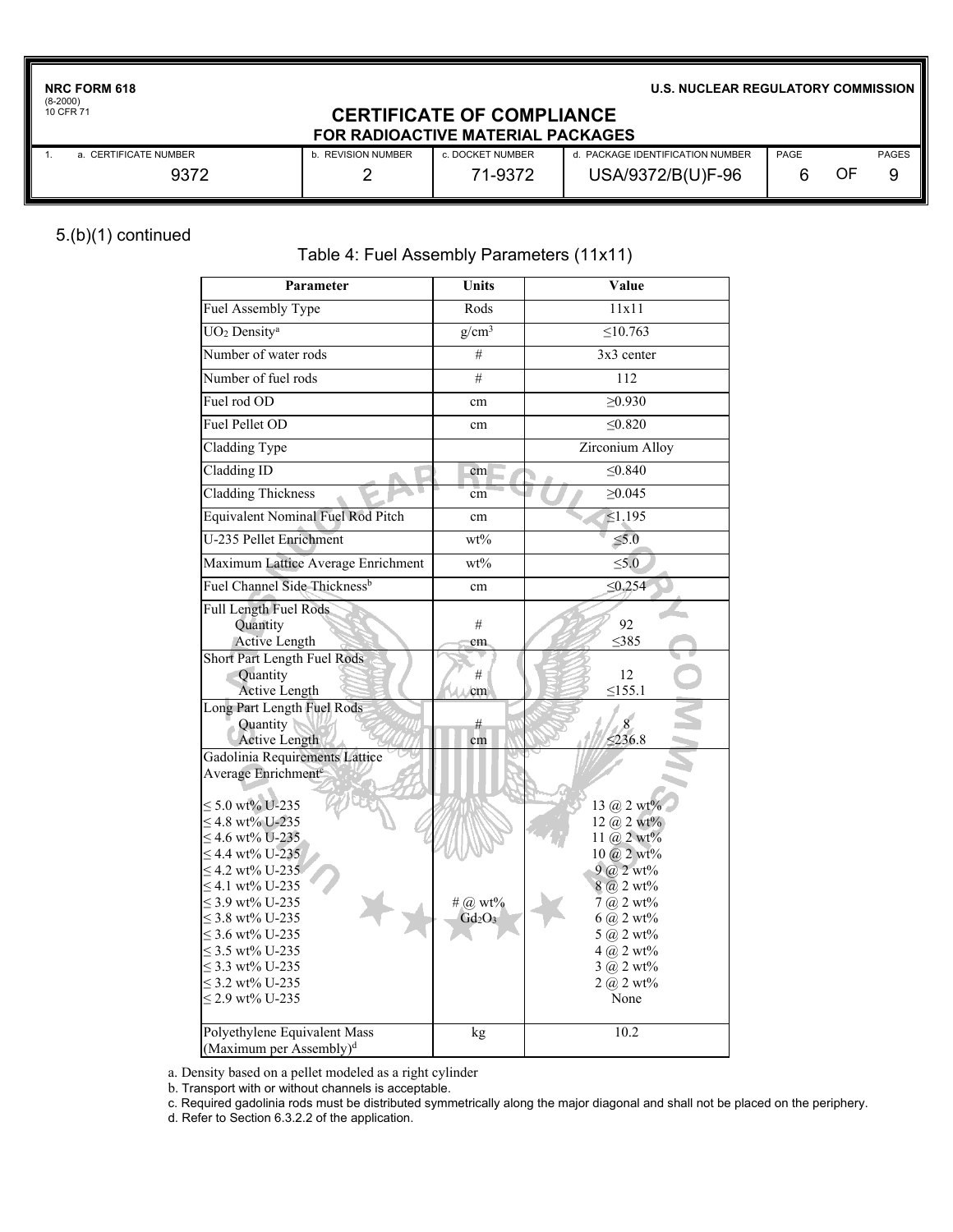5.(b)(1) continued

Table 4: Fuel Assembly Parameters (11x11)

| Parameter | Units | Value |
|---|---|---|
| Fuel Assembly Type | Rods | 11x11 |
| $UO_2$ Density[a] | $g/cm^3$ | ≤10.763 |
| Number of water rods | # | 3x3 center |
| Number of fuel rods | # | 112 |
| Fuel rod OD | cm | ≥0.930 |
| Fuel Pellet OD | cm | ≤0.820 |
| Cladding Type | | Zirconium Alloy |
| Cladding ID | cm | ≤0.840 |
| Cladding Thickness | cm | ≥0.045 |
| Equivalent Nominal Fuel Rod Pitch | cm | ≤1.195 |
| U-235 Pellet Enrichment | wt% | ≤5.0 |
| Maximum Lattice Average Enrichment | wt% | ≤5.0 |
| Fuel Channel Side Thickness[b] | cm | ≤0.254 |
| Full Length Fuel Rods | | |
| Quantity | # | 92 |
| Active Length | cm | ≤385 |
| Short Part Length Fuel Rods | | |
| Quantity | # | 12 |
| Active Length | cm | ≤155.1 |
| Long Part Length Fuel Rods | | |
| Quantity | # | 8 |
| Active Length | cm | ≤236.8 |
| Gadolinia Requirements Lattice Average Enrichment[c] | # @ wt% $Gd_2O_3$ | |
| ≤ 5.0 wt% U-235 | | 13 @ 2 wt% |
| ≤ 4.8 wt% U-235 | | 12 @ 2 wt% |
| ≤ 4.6 wt% U-235 | | 11 @ 2 wt% |
| ≤ 4.4 wt% U-235 | | 10 @ 2 wt% |
| ≤ 4.2 wt% U-235 | | 9 @ 2 wt% |
| ≤ 4.1 wt% U-235 | | 8 @ 2 wt% |
| ≤ 3.9 wt% U-235 | | 7 @ 2 wt% |
| ≤ 3.8 wt% U-235 | | 6 @ 2 wt% |
| ≤ 3.6 wt% U-235 | | 5 @ 2 wt% |
| ≤ 3.5 wt% U-235 | | 4 @ 2 wt% |
| ≤ 3.3 wt% U-235 | | 3 @ 2 wt% |
| ≤ 3.2 wt% U-235 | | 2 @ 2 wt% |
| ≤ 2.9 wt% U-235 | | None |
| Polyethylene Equivalent Mass (Maximum per Assembly)[d] | kg | 10.2 |

a. Density based on a pellet modeled as a right cylinder

b. Transport with or without channels is acceptable.

c. Required gadolinia rods must be distributed symmetrically along the major diagonal and shall not be placed on the periphery.

d. Refer to Section 6.3.2.2 of the application.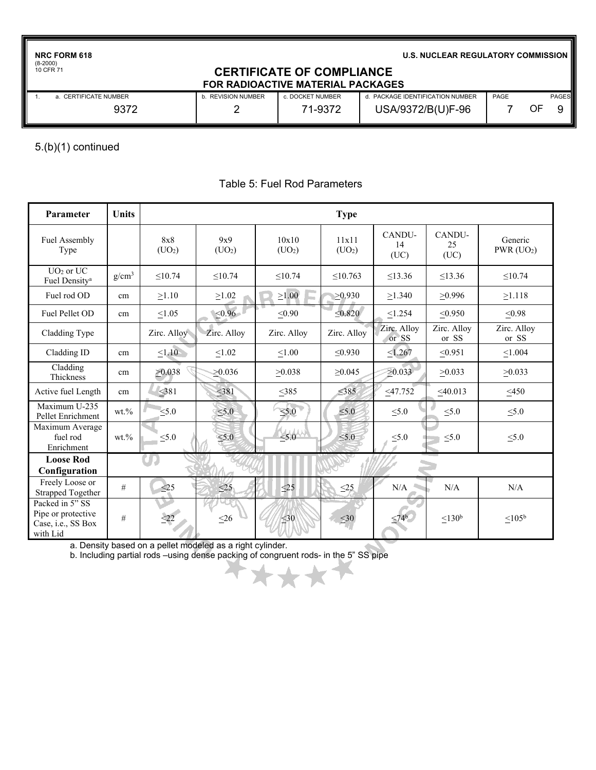5.(b)(1) continued

Table 5: Fuel Rod Parameters

| Parameter | Units | Type | | | | | | |
|---|---|---|---|---|---|---|---|---|
| Fuel Assembly Type | | 8x8 ($UO_2$) | 9x9 ($UO_2$) | 10x10 ($UO_2$) | 11x11 ($UO_2$) | CANDU-14 (UC) | CANDU-25 (UC) | Generic PWR ($UO_2$) |
| $UO_2$ or UC Fuel Density[a] | $g/cm^3$ | ≤10.74 | ≤10.74 | ≤10.74 | ≤10.763 | ≤13.36 | ≤13.36 | ≤10.74 |
| Fuel rod OD | cm | ≥1.10 | ≥1.02 | ≥1.00 | ≥0.930 | ≥1.340 | ≥0.996 | ≥1.118 |
| Fuel Pellet OD | cm | ≤1.05 | ≤0.96 | ≤0.90 | ≤0.820 | ≤1.254 | ≤0.950 | ≤0.98 |
| Cladding Type | | Zirc. Alloy | Zirc. Alloy | Zirc. Alloy | Zirc. Alloy | Zirc. Alloy or SS | Zirc. Alloy or SS | Zirc. Alloy or SS |
| Cladding ID | cm | ≤1.10 | ≤1.02 | ≤1.00 | ≤0.930 | ≤1.267 | ≤0.951 | ≤1.004 |
| Cladding Thickness | cm | ≥0.038 | ≥0.036 | ≥0.038 | ≥0.045 | ≥0.033 | ≥0.033 | ≥0.033 |
| Active fuel Length | cm | ≤381 | ≤381 | ≤385 | ≤385 | ≤47.752 | ≤40.013 | ≤450 |
| Maximum U-235 Pellet Enrichment | wt.% | ≤5.0 | ≤5.0 | ≤5.0 | ≤5.0 | ≤5.0 | ≤5.0 | ≤5.0 |
| Maximum Average fuel rod Enrichment | wt.% | ≤5.0 | ≤5.0 | ≤5.0 | ≤5.0 | ≤5.0 | ≤5.0 | ≤5.0 |
| **Loose Rod Configuration** | | | | | | | | |
| Freely Loose or Strapped Together | # | ≤25 | ≤25 | ≤25 | ≤25 | N/A | N/A | N/A |
| Packed in 5" SS Pipe or protective Case, i.e., SS Box with Lid | # | ≤22 | ≤26 | ≤30 | ≤30 | ≤74[b] | ≤130[b] | ≤105[b] |

a. Density based on a pellet modeled as a right cylinder.
b. Including partial rods –using dense packing of congruent rods- in the 5" SS pipe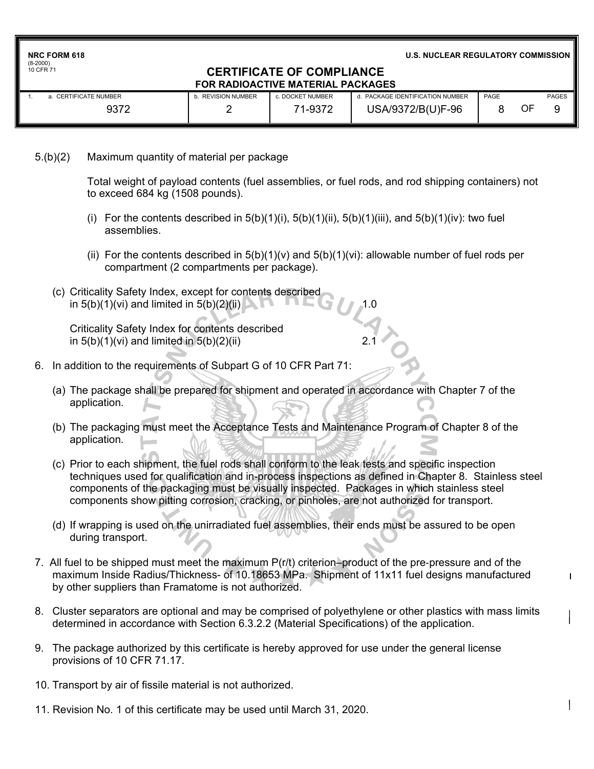5.(b)(2) Maximum quantity of material per package

Total weight of payload contents (fuel assemblies, or fuel rods, and rod shipping containers) not to exceed 684 kg (1508 pounds).

(i) For the contents described in 5(b)(1)(i), 5(b)(1)(ii), 5(b)(1)(iii), and 5(b)(1)(iv): two fuel assemblies.

(ii) For the contents described in 5(b)(1)(v) and 5(b)(1)(vi): allowable number of fuel rods per compartment (2 compartments per package).

(c) Criticality Safety Index, except for contents described in 5(b)(1)(vi) and limited in 5(b)(2)(ii) 1.0

Criticality Safety Index for contents described in 5(b)(1)(vi) and limited in 5(b)(2)(ii) 2.1

6. In addition to the requirements of Subpart G of 10 CFR Part 71:

(a) The package shall be prepared for shipment and operated in accordance with Chapter 7 of the application.

(b) The packaging must meet the Acceptance Tests and Maintenance Program of Chapter 8 of the application.

(c) Prior to each shipment, the fuel rods shall conform to the leak tests and specific inspection techniques used for qualification and in-process inspections as defined in Chapter 8. Stainless steel components of the packaging must be visually inspected. Packages in which stainless steel components show pitting corrosion, cracking, or pinholes, are not authorized for transport.

(d) If wrapping is used on the unirradiated fuel assemblies, their ends must be assured to be open during transport.

7. All fuel to be shipped must meet the maximum P(r/t) criterion–product of the pre-pressure and of the maximum Inside Radius/Thickness- of 10.18653 MPa. Shipment of 11x11 fuel designs manufactured by other suppliers than Framatome is not authorized.

8. Cluster separators are optional and may be comprised of polyethylene or other plastics with mass limits determined in accordance with Section 6.3.2.2 (Material Specifications) of the application.

9. The package authorized by this certificate is hereby approved for use under the general license provisions of 10 CFR 71.17.

10. Transport by air of fissile material is not authorized.

11. Revision No. 1 of this certificate may be used until March 31, 2020.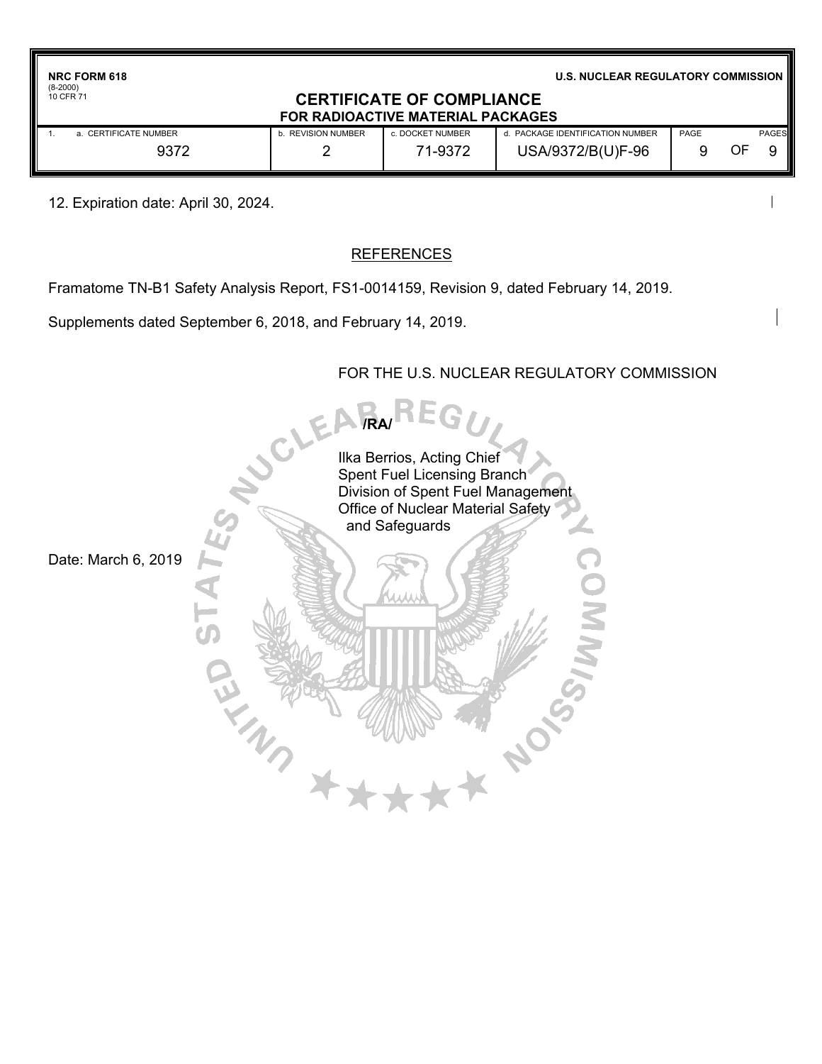12. Expiration date: April 30, 2024.

## REFERENCES

Framatome TN-B1 Safety Analysis Report, FS1-0014159, Revision 9, dated February 14, 2019.

Supplements dated September 6, 2018, and February 14, 2019.

FOR THE U.S. NUCLEAR REGULATORY COMMISSION

/RA/

Ilka Berrios, Acting Chief
Spent Fuel Licensing Branch
Division of Spent Fuel Management
Office of Nuclear Material Safety
and Safeguards

Date: March 6, 2019